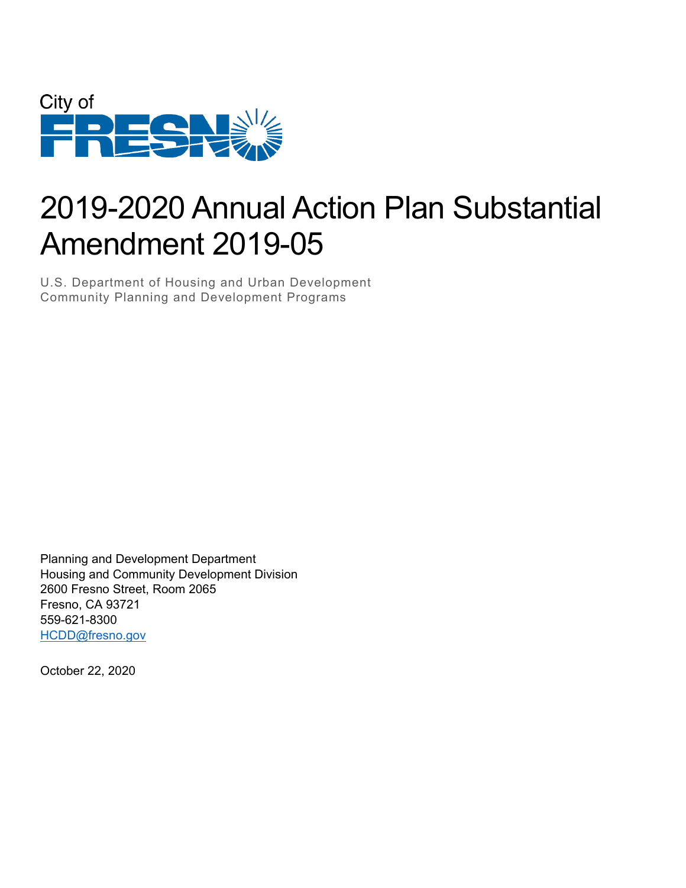City of

FRESNO

# 2019-2020 Annual Action Plan Substantial Amendment 2019-05

U.S. Department of Housing and Urban Development
Community Planning and Development Programs

Planning and Development Department
Housing and Community Development Division
2600 Fresno Street, Room 2065
Fresno, CA 93721
559-621-8300
HCDD@fresno.gov

October 22, 2020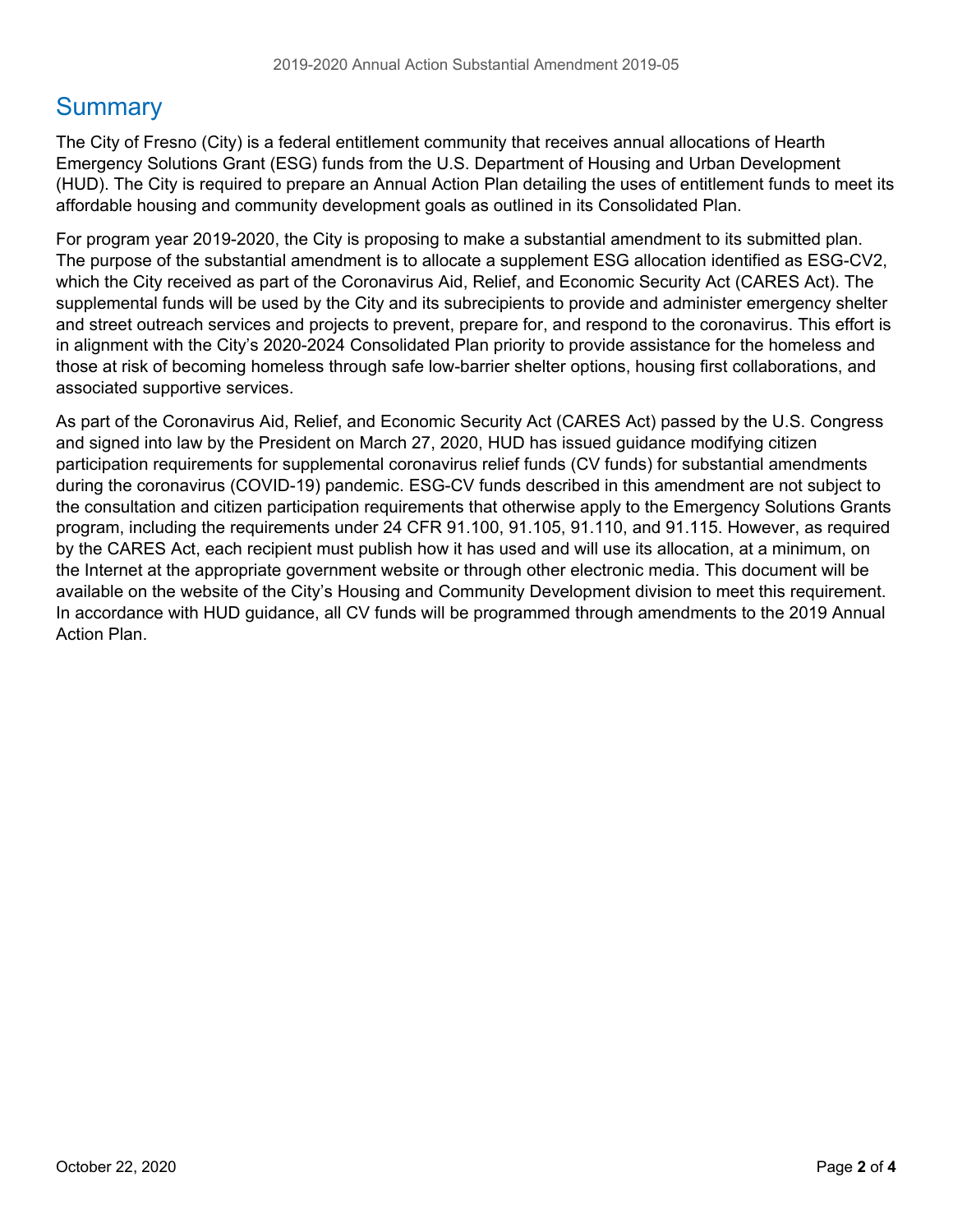# Summary

The City of Fresno (City) is a federal entitlement community that receives annual allocations of Hearth Emergency Solutions Grant (ESG) funds from the U.S. Department of Housing and Urban Development (HUD). The City is required to prepare an Annual Action Plan detailing the uses of entitlement funds to meet its affordable housing and community development goals as outlined in its Consolidated Plan.

For program year 2019-2020, the City is proposing to make a substantial amendment to its submitted plan. The purpose of the substantial amendment is to allocate a supplement ESG allocation identified as ESG-CV2, which the City received as part of the Coronavirus Aid, Relief, and Economic Security Act (CARES Act). The supplemental funds will be used by the City and its subrecipients to provide and administer emergency shelter and street outreach services and projects to prevent, prepare for, and respond to the coronavirus. This effort is in alignment with the City's 2020-2024 Consolidated Plan priority to provide assistance for the homeless and those at risk of becoming homeless through safe low-barrier shelter options, housing first collaborations, and associated supportive services.

As part of the Coronavirus Aid, Relief, and Economic Security Act (CARES Act) passed by the U.S. Congress and signed into law by the President on March 27, 2020, HUD has issued guidance modifying citizen participation requirements for supplemental coronavirus relief funds (CV funds) for substantial amendments during the coronavirus (COVID-19) pandemic. ESG-CV funds described in this amendment are not subject to the consultation and citizen participation requirements that otherwise apply to the Emergency Solutions Grants program, including the requirements under 24 CFR 91.100, 91.105, 91.110, and 91.115. However, as required by the CARES Act, each recipient must publish how it has used and will use its allocation, at a minimum, on the Internet at the appropriate government website or through other electronic media. This document will be available on the website of the City's Housing and Community Development division to meet this requirement. In accordance with HUD guidance, all CV funds will be programmed through amendments to the 2019 Annual Action Plan.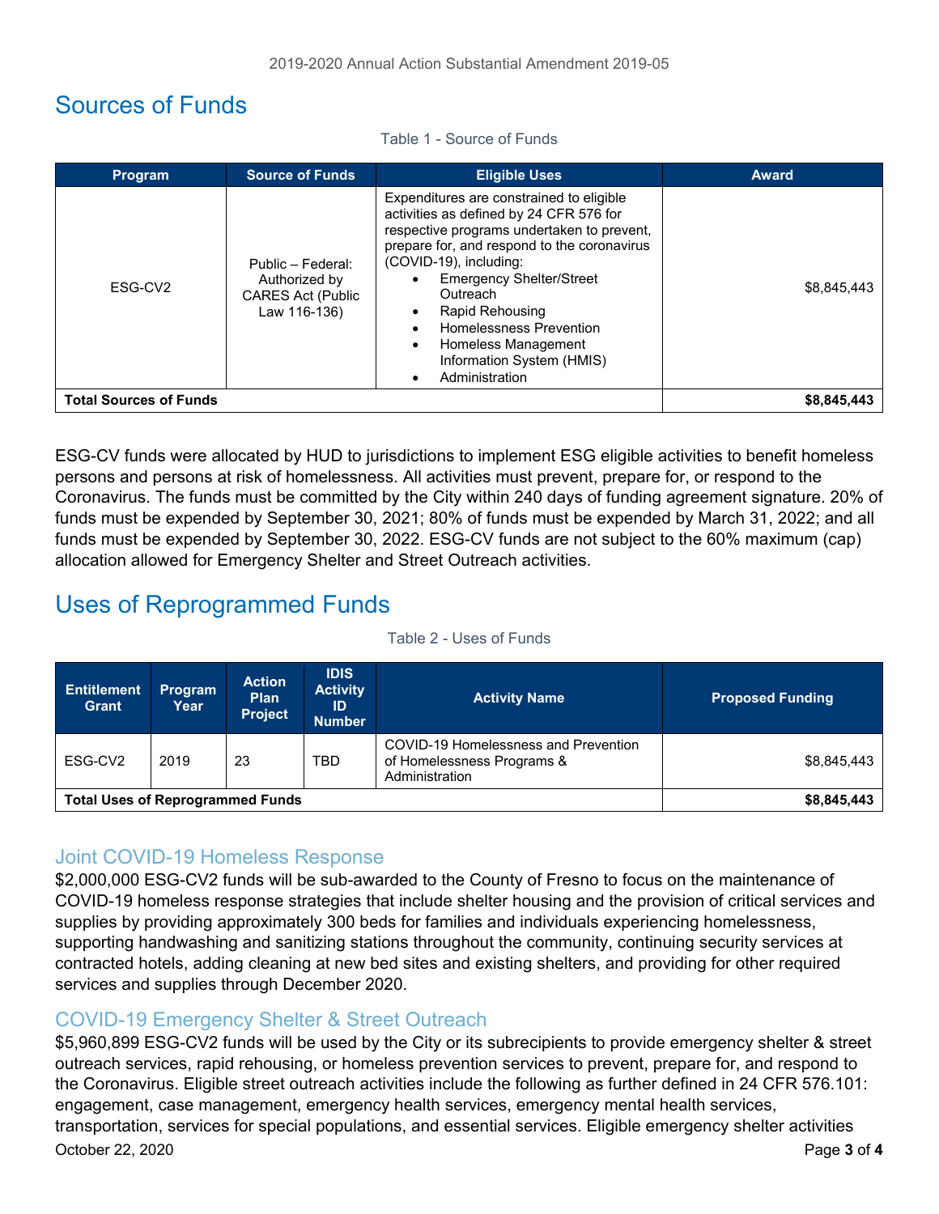## Sources of Funds

Table 1 - Source of Funds

| Program | Source of Funds | Eligible Uses | Award |
|---|---|---|---|
| ESG-CV2 | Public – Federal: Authorized by CARES Act (Public Law 116-136) | Expenditures are constrained to eligible activities as defined by 24 CFR 576 for respective programs undertaken to prevent, prepare for, and respond to the coronavirus (COVID-19), including: <br>• Emergency Shelter/Street Outreach<br>• Rapid Rehousing<br>• Homelessness Prevention<br>• Homeless Management Information System (HMIS)<br>• Administration | $8,845,443 |
| **Total Sources of Funds** | | | **$8,845,443** |

ESG-CV funds were allocated by HUD to jurisdictions to implement ESG eligible activities to benefit homeless persons and persons at risk of homelessness. All activities must prevent, prepare for, or respond to the Coronavirus. The funds must be committed by the City within 240 days of funding agreement signature. 20% of funds must be expended by September 30, 2021; 80% of funds must be expended by March 31, 2022; and all funds must be expended by September 30, 2022. ESG-CV funds are not subject to the 60% maximum (cap) allocation allowed for Emergency Shelter and Street Outreach activities.

## Uses of Reprogrammed Funds

Table 2 - Uses of Funds

| Entitlement Grant | Program Year | Action Plan Project | IDIS Activity ID Number | Activity Name | Proposed Funding |
|---|---|---|---|---|---|
| ESG-CV2 | 2019 | 23 | TBD | COVID-19 Homelessness and Prevention of Homelessness Programs & Administration | $8,845,443 |
| **Total Uses of Reprogrammed Funds** | | | | | **$8,845,443** |

### Joint COVID-19 Homeless Response

$2,000,000 ESG-CV2 funds will be sub-awarded to the County of Fresno to focus on the maintenance of COVID-19 homeless response strategies that include shelter housing and the provision of critical services and supplies by providing approximately 300 beds for families and individuals experiencing homelessness, supporting handwashing and sanitizing stations throughout the community, continuing security services at contracted hotels, adding cleaning at new bed sites and existing shelters, and providing for other required services and supplies through December 2020.

### COVID-19 Emergency Shelter & Street Outreach

$5,960,899 ESG-CV2 funds will be used by the City or its subrecipients to provide emergency shelter & street outreach services, rapid rehousing, or homeless prevention services to prevent, prepare for, and respond to the Coronavirus. Eligible street outreach activities include the following as further defined in 24 CFR 576.101: engagement, case management, emergency health services, emergency mental health services, transportation, services for special populations, and essential services. Eligible emergency shelter activities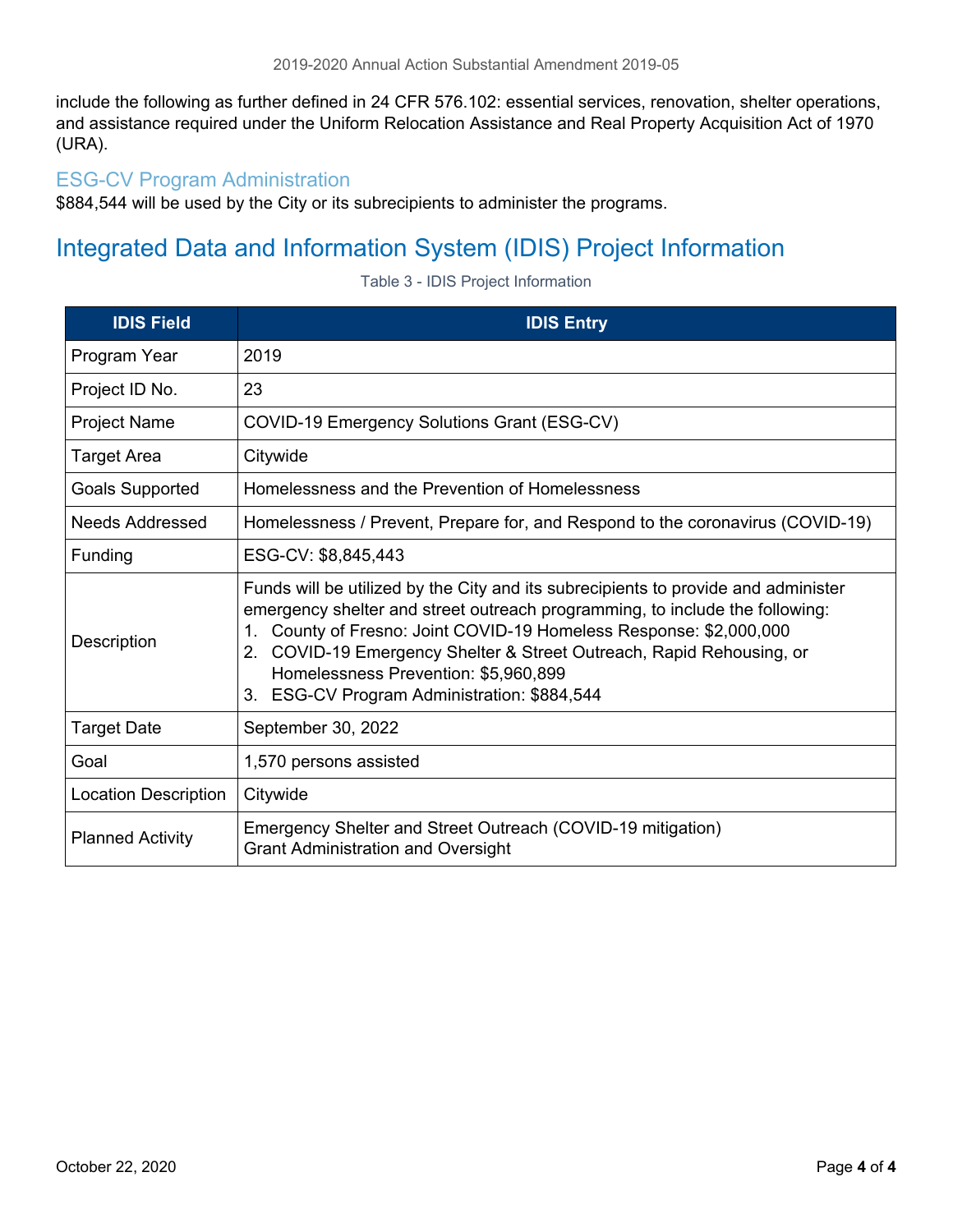include the following as further defined in 24 CFR 576.102: essential services, renovation, shelter operations, and assistance required under the Uniform Relocation Assistance and Real Property Acquisition Act of 1970 (URA).

### ESG-CV Program Administration

$884,544 will be used by the City or its subrecipients to administer the programs.

## Integrated Data and Information System (IDIS) Project Information

Table 3 - IDIS Project Information

| IDIS Field | IDIS Entry |
| --- | --- |
| Program Year | 2019 |
| Project ID No. | 23 |
| Project Name | COVID-19 Emergency Solutions Grant (ESG-CV) |
| Target Area | Citywide |
| Goals Supported | Homelessness and the Prevention of Homelessness |
| Needs Addressed | Homelessness / Prevent, Prepare for, and Respond to the coronavirus (COVID-19) |
| Funding | ESG-CV: $8,845,443 |
| Description | Funds will be utilized by the City and its subrecipients to provide and administer emergency shelter and street outreach programming, to include the following:<br>1. County of Fresno: Joint COVID-19 Homeless Response: $2,000,000<br>2. COVID-19 Emergency Shelter & Street Outreach, Rapid Rehousing, or Homelessness Prevention: $5,960,899<br>3. ESG-CV Program Administration: $884,544 |
| Target Date | September 30, 2022 |
| Goal | 1,570 persons assisted |
| Location Description | Citywide |
| Planned Activity | Emergency Shelter and Street Outreach (COVID-19 mitigation)<br>Grant Administration and Oversight |